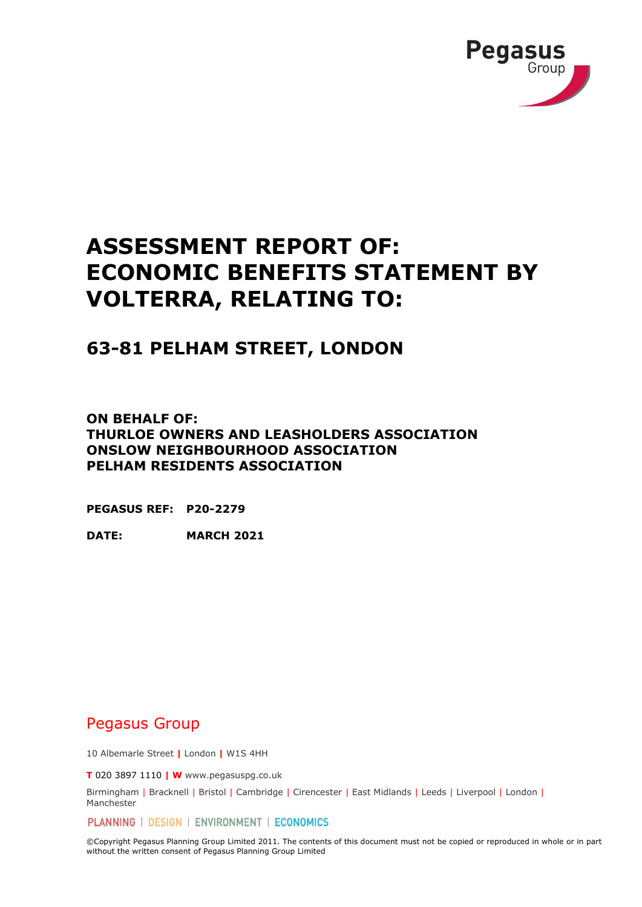Pegasus Group

# ASSESSMENT REPORT OF: ECONOMIC BENEFITS STATEMENT BY VOLTERRA, RELATING TO:

## 63-81 PELHAM STREET, LONDON

**ON BEHALF OF:**
**THURLOE OWNERS AND LEASHOLDERS ASSOCIATION**
**ONSLOW NEIGHBOURHOOD ASSOCIATION**
**PELHAM RESIDENTS ASSOCIATION**

**PEGASUS REF:** **P20-2279**

**DATE:** **MARCH 2021**

Pegasus Group

10 Albemarle Street | London | W1S 4HH

**T** 020 3897 1110 | **W** www.pegasuspg.co.uk

Birmingham | Bracknell | Bristol | Cambridge | Cirencester | East Midlands | Leeds | Liverpool | London | Manchester

PLANNING | DESIGN | ENVIRONMENT | ECONOMICS

©Copyright Pegasus Planning Group Limited 2011. The contents of this document must not be copied or reproduced in whole or in part without the written consent of Pegasus Planning Group Limited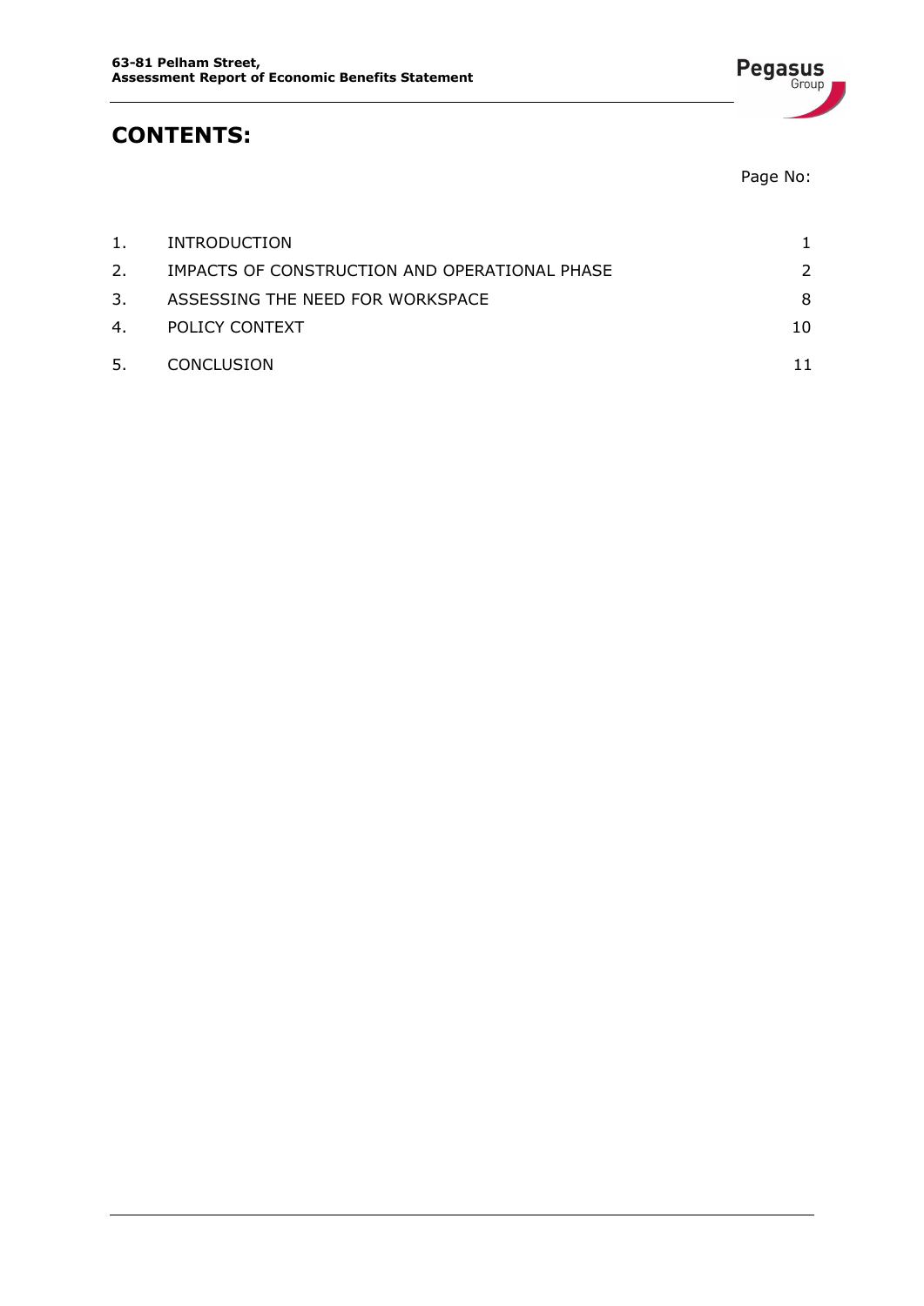# CONTENTS:

Page No:

| | | |
|---|---|---|
| 1. | INTRODUCTION | 1 |
| 2. | IMPACTS OF CONSTRUCTION AND OPERATIONAL PHASE | 2 |
| 3. | ASSESSING THE NEED FOR WORKSPACE | 8 |
| 4. | POLICY CONTEXT | 10 |
| 5. | CONCLUSION | 11 |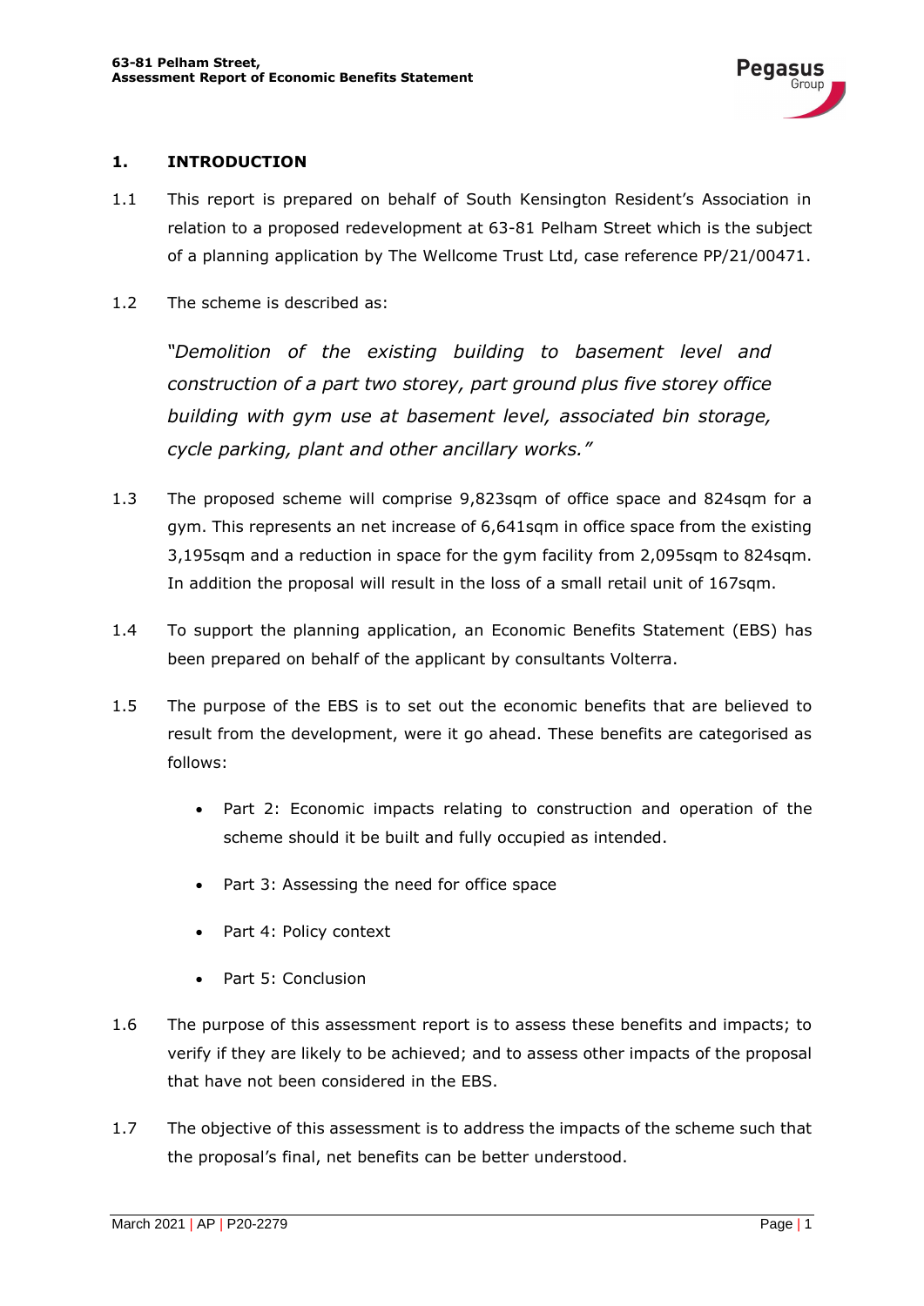## 1. INTRODUCTION

1.1 This report is prepared on behalf of South Kensington Resident's Association in relation to a proposed redevelopment at 63-81 Pelham Street which is the subject of a planning application by The Wellcome Trust Ltd, case reference PP/21/00471.

1.2 The scheme is described as:

> *"Demolition of the existing building to basement level and construction of a part two storey, part ground plus five storey office building with gym use at basement level, associated bin storage, cycle parking, plant and other ancillary works."*

1.3 The proposed scheme will comprise 9,823sqm of office space and 824sqm for a gym. This represents an net increase of 6,641sqm in office space from the existing 3,195sqm and a reduction in space for the gym facility from 2,095sqm to 824sqm. In addition the proposal will result in the loss of a small retail unit of 167sqm.

1.4 To support the planning application, an Economic Benefits Statement (EBS) has been prepared on behalf of the applicant by consultants Volterra.

1.5 The purpose of the EBS is to set out the economic benefits that are believed to result from the development, were it go ahead. These benefits are categorised as follows:

- Part 2: Economic impacts relating to construction and operation of the scheme should it be built and fully occupied as intended.
- Part 3: Assessing the need for office space
- Part 4: Policy context
- Part 5: Conclusion

1.6 The purpose of this assessment report is to assess these benefits and impacts; to verify if they are likely to be achieved; and to assess other impacts of the proposal that have not been considered in the EBS.

1.7 The objective of this assessment is to address the impacts of the scheme such that the proposal's final, net benefits can be better understood.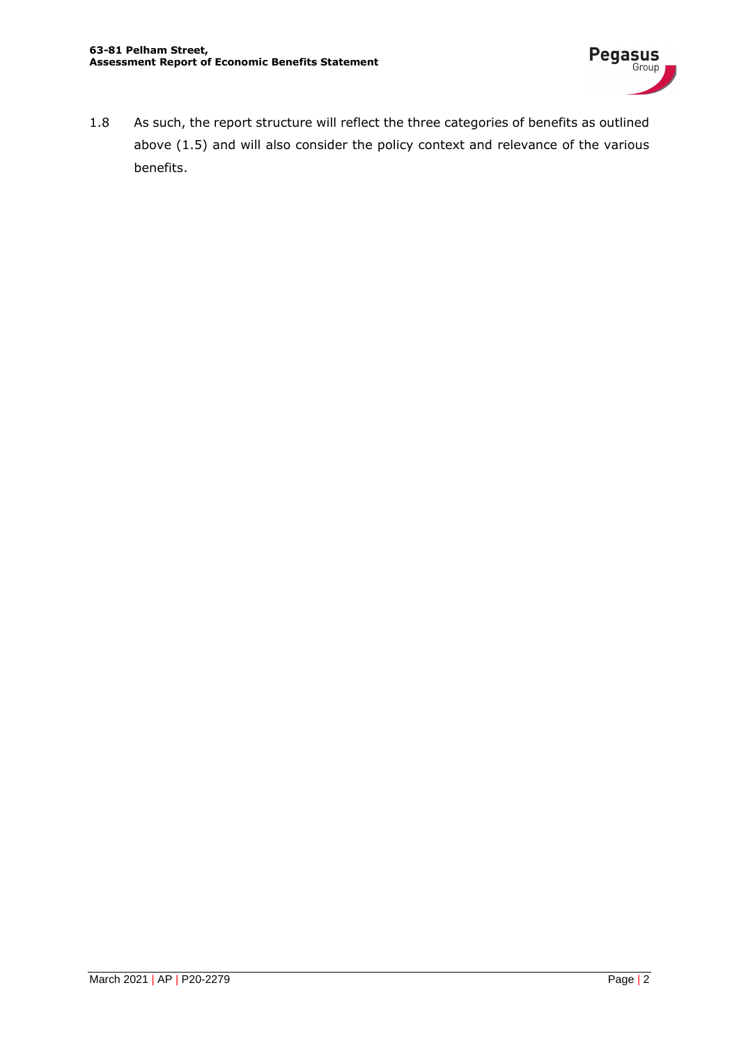1.8 As such, the report structure will reflect the three categories of benefits as outlined above (1.5) and will also consider the policy context and relevance of the various benefits.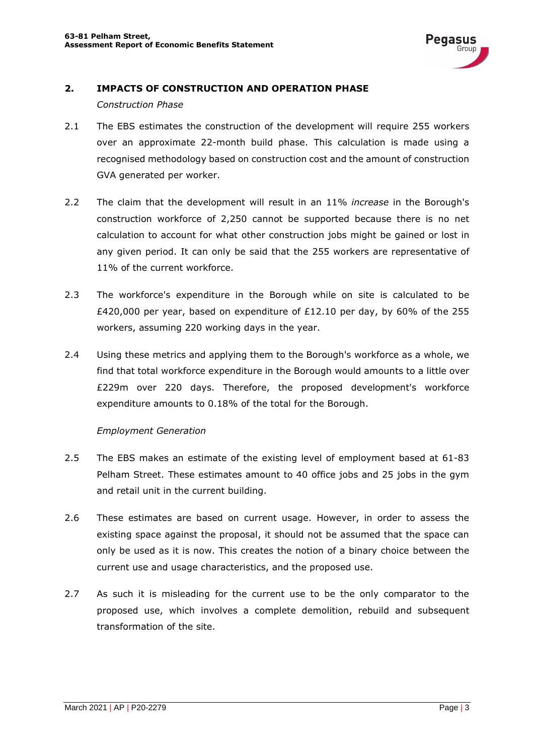## 2. IMPACTS OF CONSTRUCTION AND OPERATION PHASE

*Construction Phase*

2.1 The EBS estimates the construction of the development will require 255 workers over an approximate 22-month build phase. This calculation is made using a recognised methodology based on construction cost and the amount of construction GVA generated per worker.

2.2 The claim that the development will result in an 11% *increase* in the Borough's construction workforce of 2,250 cannot be supported because there is no net calculation to account for what other construction jobs might be gained or lost in any given period. It can only be said that the 255 workers are representative of 11% of the current workforce.

2.3 The workforce's expenditure in the Borough while on site is calculated to be £420,000 per year, based on expenditure of £12.10 per day, by 60% of the 255 workers, assuming 220 working days in the year.

2.4 Using these metrics and applying them to the Borough's workforce as a whole, we find that total workforce expenditure in the Borough would amounts to a little over £229m over 220 days. Therefore, the proposed development's workforce expenditure amounts to 0.18% of the total for the Borough.

*Employment Generation*

2.5 The EBS makes an estimate of the existing level of employment based at 61-83 Pelham Street. These estimates amount to 40 office jobs and 25 jobs in the gym and retail unit in the current building.

2.6 These estimates are based on current usage. However, in order to assess the existing space against the proposal, it should not be assumed that the space can only be used as it is now. This creates the notion of a binary choice between the current use and usage characteristics, and the proposed use.

2.7 As such it is misleading for the current use to be the only comparator to the proposed use, which involves a complete demolition, rebuild and subsequent transformation of the site.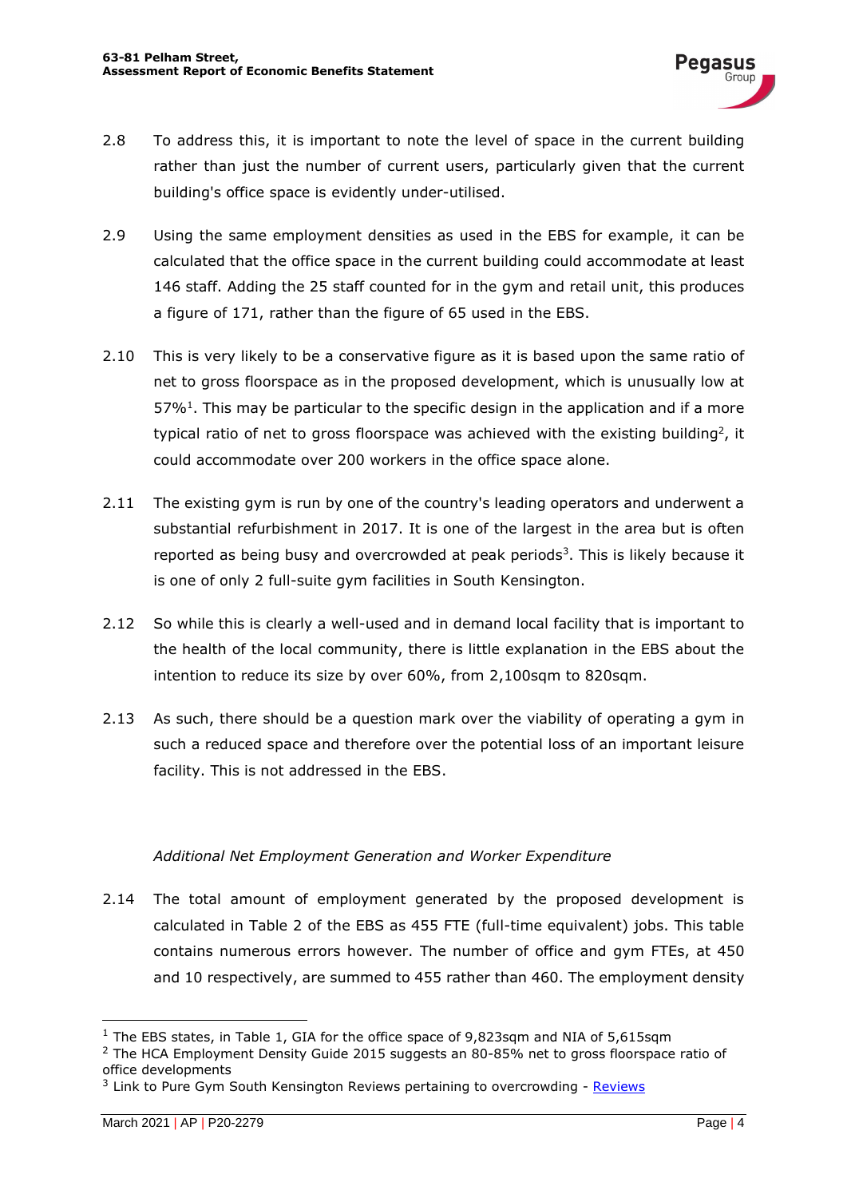2.8 To address this, it is important to note the level of space in the current building rather than just the number of current users, particularly given that the current building's office space is evidently under-utilised.

2.9 Using the same employment densities as used in the EBS for example, it can be calculated that the office space in the current building could accommodate at least 146 staff. Adding the 25 staff counted for in the gym and retail unit, this produces a figure of 171, rather than the figure of 65 used in the EBS.

2.10 This is very likely to be a conservative figure as it is based upon the same ratio of net to gross floorspace as in the proposed development, which is unusually low at 57%[1]. This may be particular to the specific design in the application and if a more typical ratio of net to gross floorspace was achieved with the existing building[2], it could accommodate over 200 workers in the office space alone.

2.11 The existing gym is run by one of the country's leading operators and underwent a substantial refurbishment in 2017. It is one of the largest in the area but is often reported as being busy and overcrowded at peak periods[3]. This is likely because it is one of only 2 full-suite gym facilities in South Kensington.

2.12 So while this is clearly a well-used and in demand local facility that is important to the health of the local community, there is little explanation in the EBS about the intention to reduce its size by over 60%, from 2,100sqm to 820sqm.

2.13 As such, there should be a question mark over the viability of operating a gym in such a reduced space and therefore over the potential loss of an important leisure facility. This is not addressed in the EBS.

*Additional Net Employment Generation and Worker Expenditure*

2.14 The total amount of employment generated by the proposed development is calculated in Table 2 of the EBS as 455 FTE (full-time equivalent) jobs. This table contains numerous errors however. The number of office and gym FTEs, at 450 and 10 respectively, are summed to 455 rather than 460. The employment density

[1] The EBS states, in Table 1, GIA for the office space of 9,823sqm and NIA of 5,615sqm

[2] The HCA Employment Density Guide 2015 suggests an 80-85% net to gross floorspace ratio of office developments

[3] Link to Pure Gym South Kensington Reviews pertaining to overcrowding - Reviews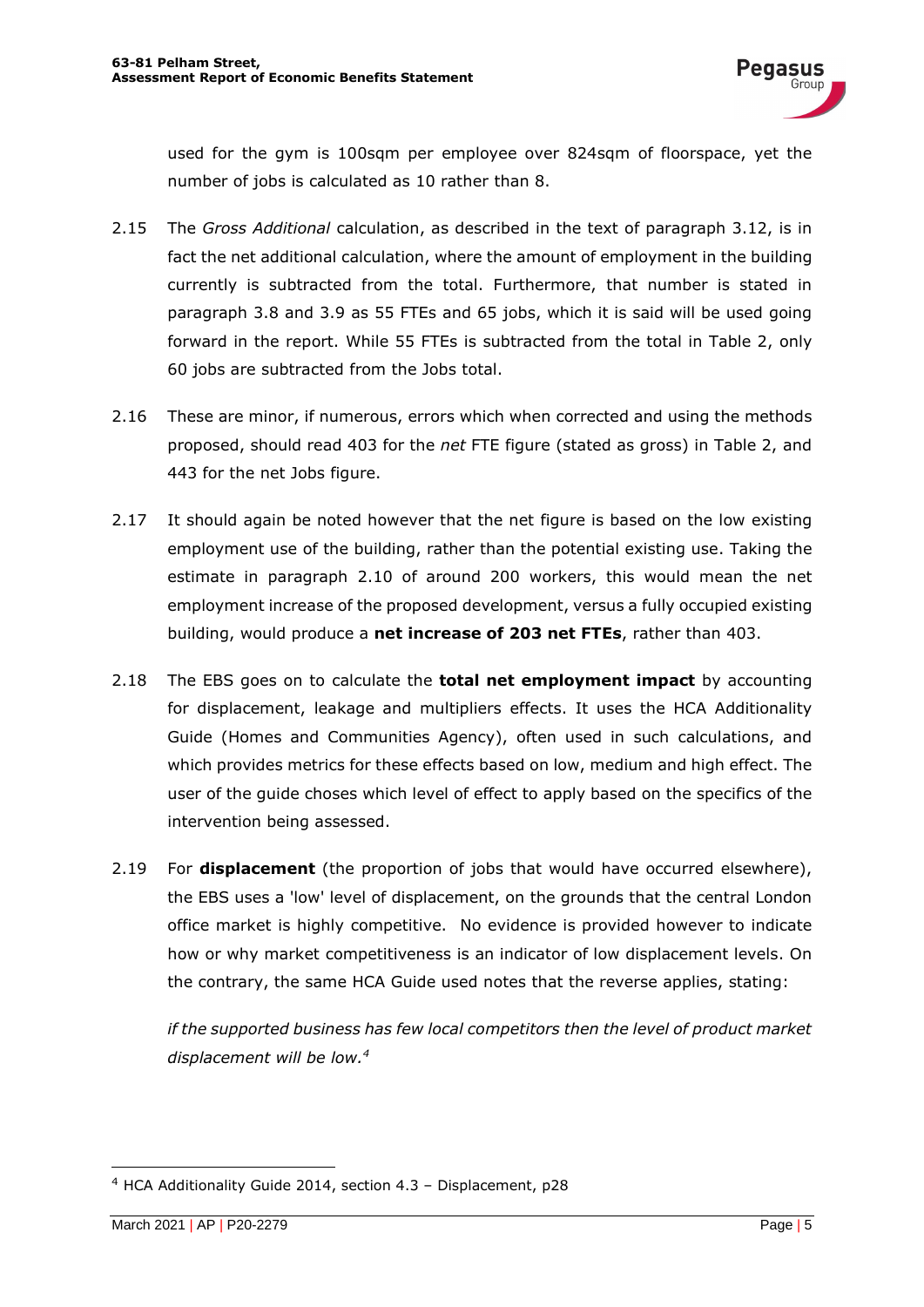used for the gym is 100sqm per employee over 824sqm of floorspace, yet the number of jobs is calculated as 10 rather than 8.

2.15 The *Gross Additional* calculation, as described in the text of paragraph 3.12, is in fact the net additional calculation, where the amount of employment in the building currently is subtracted from the total. Furthermore, that number is stated in paragraph 3.8 and 3.9 as 55 FTEs and 65 jobs, which it is said will be used going forward in the report. While 55 FTEs is subtracted from the total in Table 2, only 60 jobs are subtracted from the Jobs total.

2.16 These are minor, if numerous, errors which when corrected and using the methods proposed, should read 403 for the *net* FTE figure (stated as gross) in Table 2, and 443 for the net Jobs figure.

2.17 It should again be noted however that the net figure is based on the low existing employment use of the building, rather than the potential existing use. Taking the estimate in paragraph 2.10 of around 200 workers, this would mean the net employment increase of the proposed development, versus a fully occupied existing building, would produce a **net increase of 203 net FTEs**, rather than 403.

2.18 The EBS goes on to calculate the **total net employment impact** by accounting for displacement, leakage and multipliers effects. It uses the HCA Additionality Guide (Homes and Communities Agency), often used in such calculations, and which provides metrics for these effects based on low, medium and high effect. The user of the guide choses which level of effect to apply based on the specifics of the intervention being assessed.

2.19 For **displacement** (the proportion of jobs that would have occurred elsewhere), the EBS uses a 'low' level of displacement, on the grounds that the central London office market is highly competitive. No evidence is provided however to indicate how or why market competitiveness is an indicator of low displacement levels. On the contrary, the same HCA Guide used notes that the reverse applies, stating:

*if the supported business has few local competitors then the level of product market displacement will be low.*[4]

---

[4] HCA Additionality Guide 2014, section 4.3 – Displacement, p28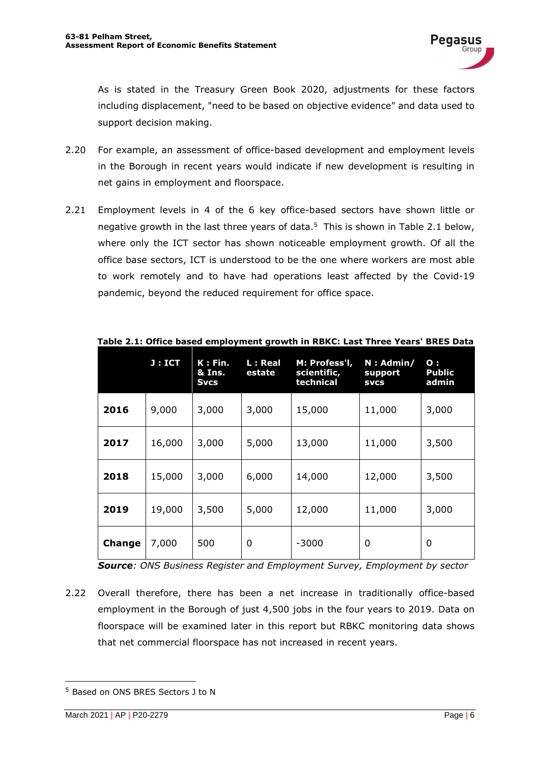As is stated in the Treasury Green Book 2020, adjustments for these factors including displacement, "need to be based on objective evidence" and data used to support decision making.

2.20 For example, an assessment of office-based development and employment levels in the Borough in recent years would indicate if new development is resulting in net gains in employment and floorspace.

2.21 Employment levels in 4 of the 6 key office-based sectors have shown little or negative growth in the last three years of data.[5] This is shown in Table 2.1 below, where only the ICT sector has shown noticeable employment growth. Of all the office base sectors, ICT is understood to be the one where workers are most able to work remotely and to have had operations least affected by the Covid-19 pandemic, beyond the reduced requirement for office space.

**Table 2.1: Office based employment growth in RBKC: Last Three Years' BRES Data**

| | J : ICT | K : Fin. & Ins. Svcs | L : Real estate | M: Profess'l, scientific, technical | N : Admin/ support svcs | O : Public admin |
|---|---|---|---|---|---|---|
| **2016** | 9,000 | 3,000 | 3,000 | 15,000 | 11,000 | 3,000 |
| **2017** | 16,000 | 3,000 | 5,000 | 13,000 | 11,000 | 3,500 |
| **2018** | 15,000 | 3,000 | 6,000 | 14,000 | 12,000 | 3,500 |
| **2019** | 19,000 | 3,500 | 5,000 | 12,000 | 11,000 | 3,000 |
| **Change** | 7,000 | 500 | 0 | -3000 | 0 | 0 |

***Source****: ONS Business Register and Employment Survey, Employment by sector*

2.22 Overall therefore, there has been a net increase in traditionally office-based employment in the Borough of just 4,500 jobs in the four years to 2019. Data on floorspace will be examined later in this report but RBKC monitoring data shows that net commercial floorspace has not increased in recent years.

[5] Based on ONS BRES Sectors J to N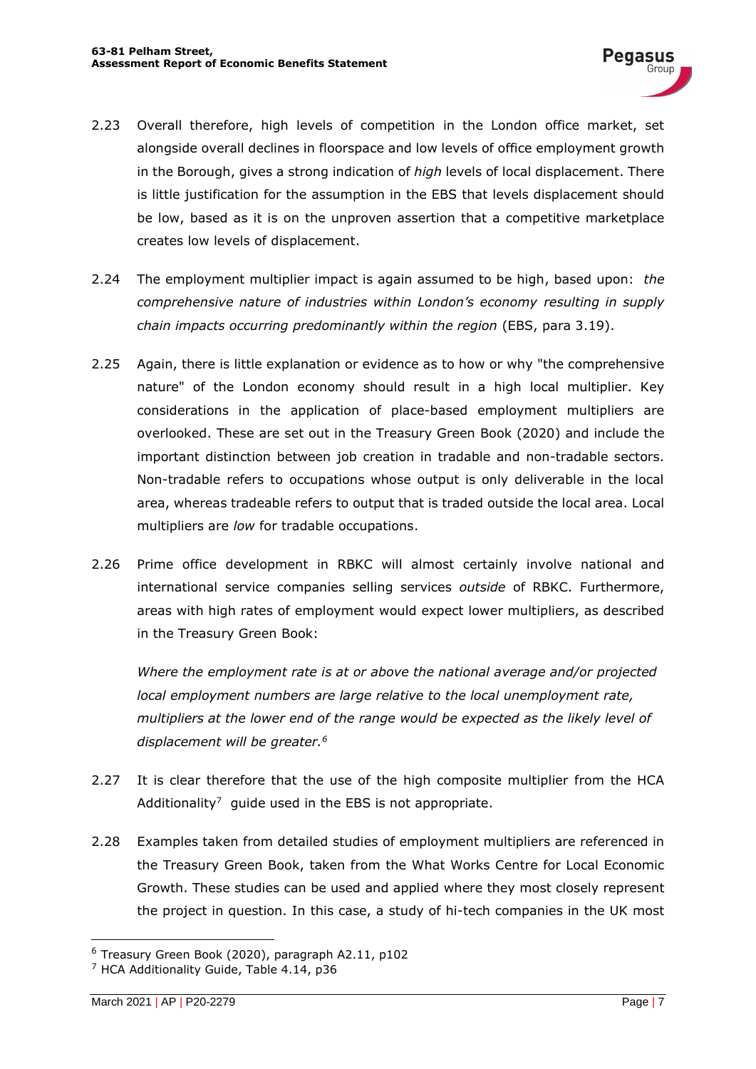2.23 Overall therefore, high levels of competition in the London office market, set alongside overall declines in floorspace and low levels of office employment growth in the Borough, gives a strong indication of *high* levels of local displacement. There is little justification for the assumption in the EBS that levels displacement should be low, based as it is on the unproven assertion that a competitive marketplace creates low levels of displacement.

2.24 The employment multiplier impact is again assumed to be high, based upon: *the comprehensive nature of industries within London's economy resulting in supply chain impacts occurring predominantly within the region* (EBS, para 3.19).

2.25 Again, there is little explanation or evidence as to how or why "the comprehensive nature" of the London economy should result in a high local multiplier. Key considerations in the application of place-based employment multipliers are overlooked. These are set out in the Treasury Green Book (2020) and include the important distinction between job creation in tradable and non-tradable sectors. Non-tradable refers to occupations whose output is only deliverable in the local area, whereas tradeable refers to output that is traded outside the local area. Local multipliers are *low* for tradable occupations.

2.26 Prime office development in RBKC will almost certainly involve national and international service companies selling services *outside* of RBKC. Furthermore, areas with high rates of employment would expect lower multipliers, as described in the Treasury Green Book:

*Where the employment rate is at or above the national average and/or projected local employment numbers are large relative to the local unemployment rate, multipliers at the lower end of the range would be expected as the likely level of displacement will be greater.*[6]

2.27 It is clear therefore that the use of the high composite multiplier from the HCA Additionality[7] guide used in the EBS is not appropriate.

2.28 Examples taken from detailed studies of employment multipliers are referenced in the Treasury Green Book, taken from the What Works Centre for Local Economic Growth. These studies can be used and applied where they most closely represent the project in question. In this case, a study of hi-tech companies in the UK most

---

[6] Treasury Green Book (2020), paragraph A2.11, p102

[7] HCA Additionality Guide, Table 4.14, p36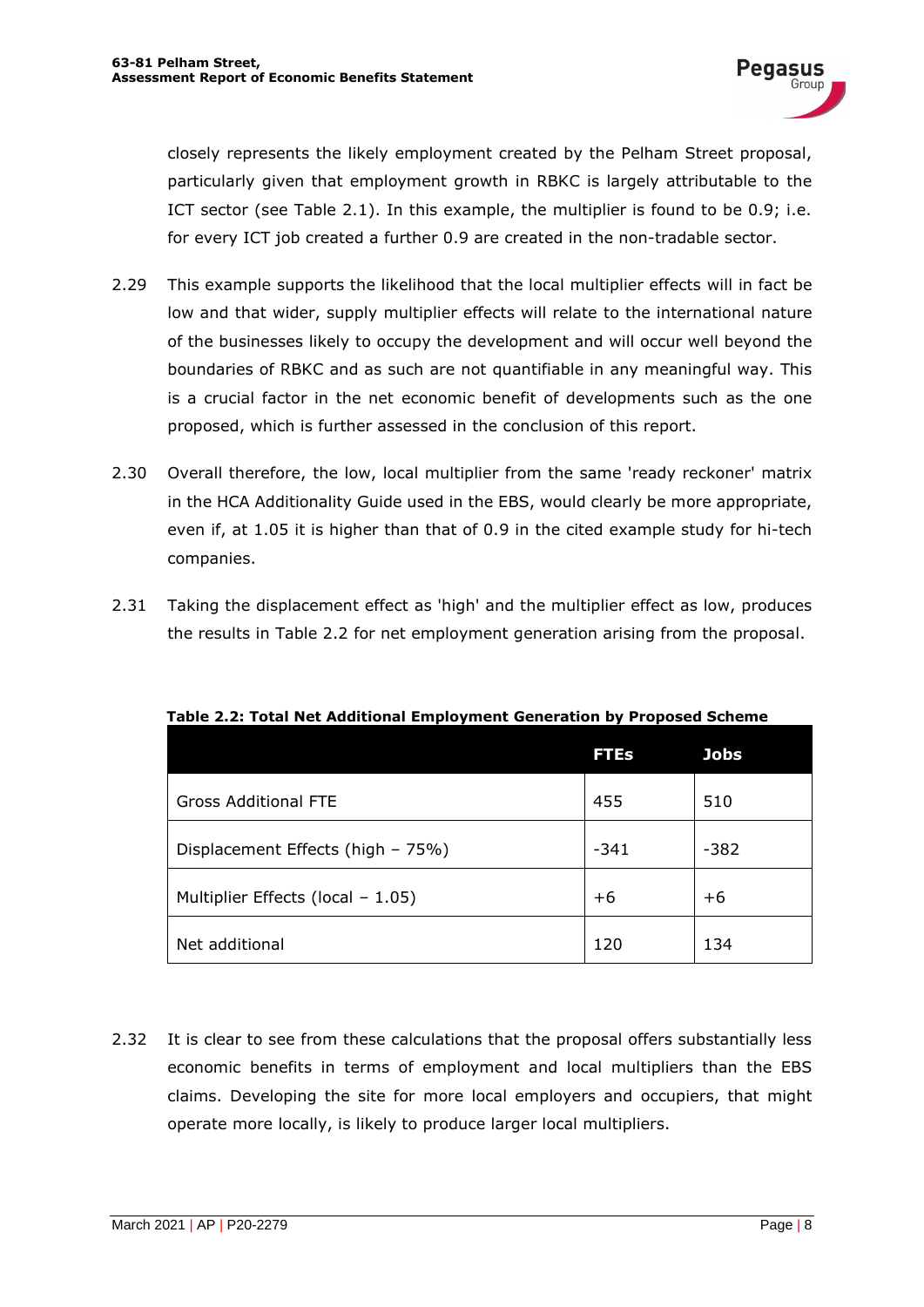closely represents the likely employment created by the Pelham Street proposal, particularly given that employment growth in RBKC is largely attributable to the ICT sector (see Table 2.1). In this example, the multiplier is found to be 0.9; i.e. for every ICT job created a further 0.9 are created in the non-tradable sector.

2.29 This example supports the likelihood that the local multiplier effects will in fact be low and that wider, supply multiplier effects will relate to the international nature of the businesses likely to occupy the development and will occur well beyond the boundaries of RBKC and as such are not quantifiable in any meaningful way. This is a crucial factor in the net economic benefit of developments such as the one proposed, which is further assessed in the conclusion of this report.

2.30 Overall therefore, the low, local multiplier from the same 'ready reckoner' matrix in the HCA Additionality Guide used in the EBS, would clearly be more appropriate, even if, at 1.05 it is higher than that of 0.9 in the cited example study for hi-tech companies.

2.31 Taking the displacement effect as 'high' and the multiplier effect as low, produces the results in Table 2.2 for net employment generation arising from the proposal.

**Table 2.2: Total Net Additional Employment Generation by Proposed Scheme**

| | FTEs | Jobs |
|---|---|---|
| Gross Additional FTE | 455 | 510 |
| Displacement Effects (high – 75%) | -341 | -382 |
| Multiplier Effects (local – 1.05) | +6 | +6 |
| Net additional | 120 | 134 |

2.32 It is clear to see from these calculations that the proposal offers substantially less economic benefits in terms of employment and local multipliers than the EBS claims. Developing the site for more local employers and occupiers, that might operate more locally, is likely to produce larger local multipliers.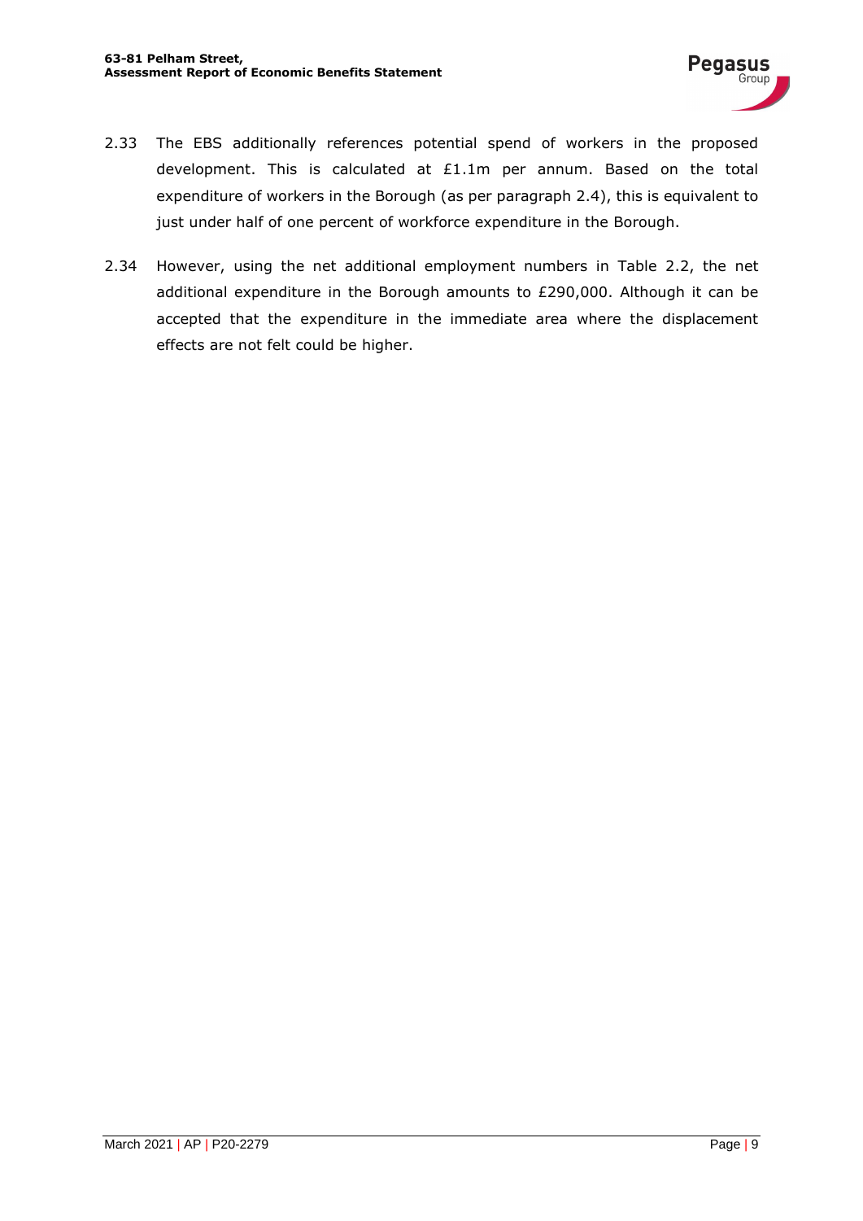2.33 The EBS additionally references potential spend of workers in the proposed development. This is calculated at £1.1m per annum. Based on the total expenditure of workers in the Borough (as per paragraph 2.4), this is equivalent to just under half of one percent of workforce expenditure in the Borough.

2.34 However, using the net additional employment numbers in Table 2.2, the net additional expenditure in the Borough amounts to £290,000. Although it can be accepted that the expenditure in the immediate area where the displacement effects are not felt could be higher.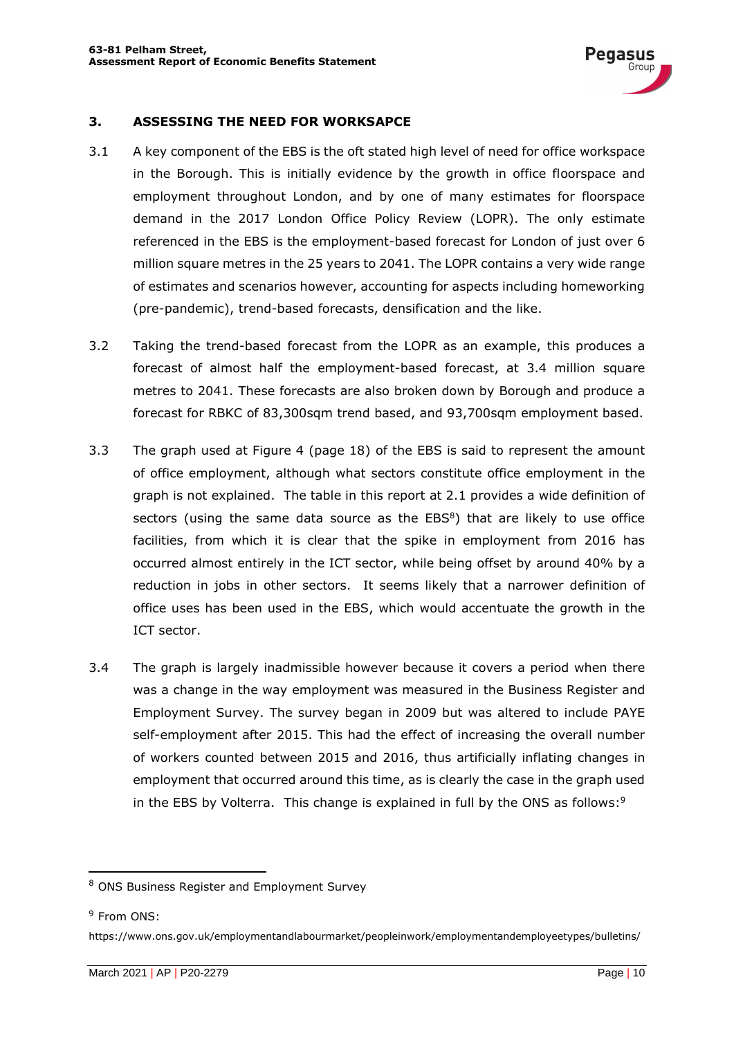## 3. ASSESSING THE NEED FOR WORKSAPCE

3.1 A key component of the EBS is the oft stated high level of need for office workspace in the Borough. This is initially evidence by the growth in office floorspace and employment throughout London, and by one of many estimates for floorspace demand in the 2017 London Office Policy Review (LOPR). The only estimate referenced in the EBS is the employment-based forecast for London of just over 6 million square metres in the 25 years to 2041. The LOPR contains a very wide range of estimates and scenarios however, accounting for aspects including homeworking (pre-pandemic), trend-based forecasts, densification and the like.

3.2 Taking the trend-based forecast from the LOPR as an example, this produces a forecast of almost half the employment-based forecast, at 3.4 million square metres to 2041. These forecasts are also broken down by Borough and produce a forecast for RBKC of 83,300sqm trend based, and 93,700sqm employment based.

3.3 The graph used at Figure 4 (page 18) of the EBS is said to represent the amount of office employment, although what sectors constitute office employment in the graph is not explained. The table in this report at 2.1 provides a wide definition of sectors (using the same data source as the EBS[8]) that are likely to use office facilities, from which it is clear that the spike in employment from 2016 has occurred almost entirely in the ICT sector, while being offset by around 40% by a reduction in jobs in other sectors. It seems likely that a narrower definition of office uses has been used in the EBS, which would accentuate the growth in the ICT sector.

3.4 The graph is largely inadmissible however because it covers a period when there was a change in the way employment was measured in the Business Register and Employment Survey. The survey began in 2009 but was altered to include PAYE self-employment after 2015. This had the effect of increasing the overall number of workers counted between 2015 and 2016, thus artificially inflating changes in employment that occurred around this time, as is clearly the case in the graph used in the EBS by Volterra. This change is explained in full by the ONS as follows:[9]

---

[8] ONS Business Register and Employment Survey

[9] From ONS:
https://www.ons.gov.uk/employmentandlabourmarket/peopleinwork/employmentandemployeetypes/bulletins/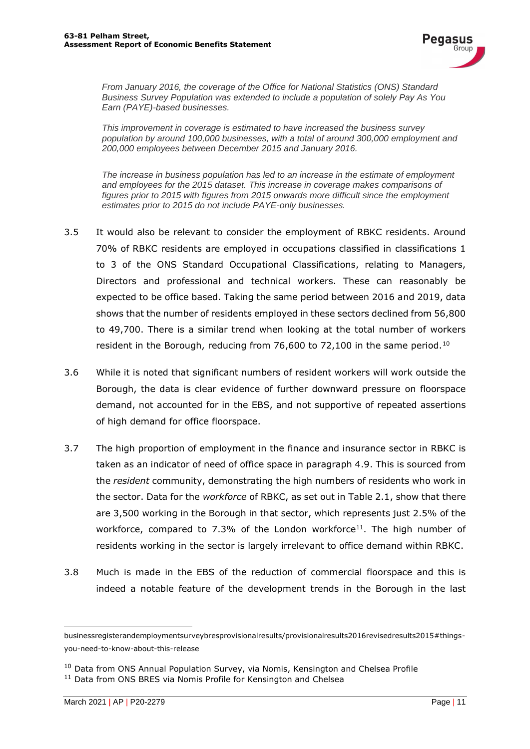> *From January 2016, the coverage of the Office for National Statistics (ONS) Standard Business Survey Population was extended to include a population of solely Pay As You Earn (PAYE)-based businesses.*
>
> *This improvement in coverage is estimated to have increased the business survey population by around 100,000 businesses, with a total of around 300,000 employment and 200,000 employees between December 2015 and January 2016.*
>
> *The increase in business population has led to an increase in the estimate of employment and employees for the 2015 dataset. This increase in coverage makes comparisons of figures prior to 2015 with figures from 2015 onwards more difficult since the employment estimates prior to 2015 do not include PAYE-only businesses.*

3.5 It would also be relevant to consider the employment of RBKC residents. Around 70% of RBKC residents are employed in occupations classified in classifications 1 to 3 of the ONS Standard Occupational Classifications, relating to Managers, Directors and professional and technical workers. These can reasonably be expected to be office based. Taking the same period between 2016 and 2019, data shows that the number of residents employed in these sectors declined from 56,800 to 49,700. There is a similar trend when looking at the total number of workers resident in the Borough, reducing from 76,600 to 72,100 in the same period.[10]

3.6 While it is noted that significant numbers of resident workers will work outside the Borough, the data is clear evidence of further downward pressure on floorspace demand, not accounted for in the EBS, and not supportive of repeated assertions of high demand for office floorspace.

3.7 The high proportion of employment in the finance and insurance sector in RBKC is taken as an indicator of need of office space in paragraph 4.9. This is sourced from the *resident* community, demonstrating the high numbers of residents who work in the sector. Data for the *workforce* of RBKC, as set out in Table 2.1, show that there are 3,500 working in the Borough in that sector, which represents just 2.5% of the workforce, compared to 7.3% of the London workforce[11]. The high number of residents working in the sector is largely irrelevant to office demand within RBKC.

3.8 Much is made in the EBS of the reduction of commercial floorspace and this is indeed a notable feature of the development trends in the Borough in the last

---

businessregisterandemploymentsurveybresprovisionalresults/provisionalresults2016revisedresults2015#things-you-need-to-know-about-this-release

[10] Data from ONS Annual Population Survey, via Nomis, Kensington and Chelsea Profile

[11] Data from ONS BRES via Nomis Profile for Kensington and Chelsea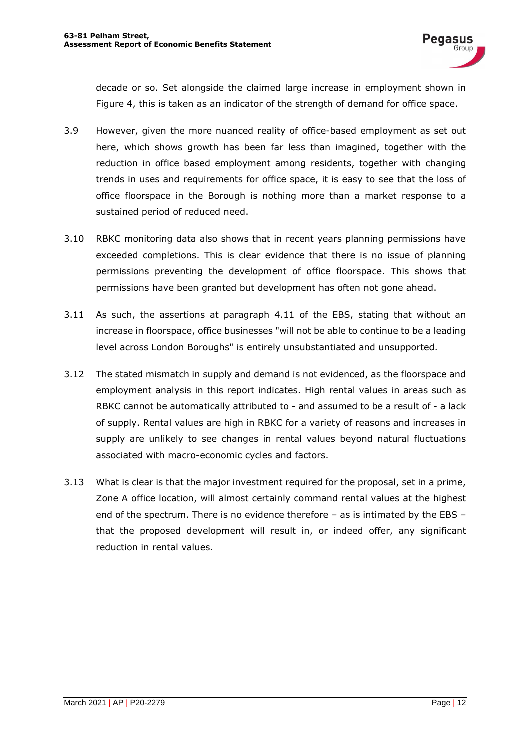decade or so. Set alongside the claimed large increase in employment shown in Figure 4, this is taken as an indicator of the strength of demand for office space.

3.9 However, given the more nuanced reality of office-based employment as set out here, which shows growth has been far less than imagined, together with the reduction in office based employment among residents, together with changing trends in uses and requirements for office space, it is easy to see that the loss of office floorspace in the Borough is nothing more than a market response to a sustained period of reduced need.

3.10 RBKC monitoring data also shows that in recent years planning permissions have exceeded completions. This is clear evidence that there is no issue of planning permissions preventing the development of office floorspace. This shows that permissions have been granted but development has often not gone ahead.

3.11 As such, the assertions at paragraph 4.11 of the EBS, stating that without an increase in floorspace, office businesses "will not be able to continue to be a leading level across London Boroughs" is entirely unsubstantiated and unsupported.

3.12 The stated mismatch in supply and demand is not evidenced, as the floorspace and employment analysis in this report indicates. High rental values in areas such as RBKC cannot be automatically attributed to - and assumed to be a result of - a lack of supply. Rental values are high in RBKC for a variety of reasons and increases in supply are unlikely to see changes in rental values beyond natural fluctuations associated with macro-economic cycles and factors.

3.13 What is clear is that the major investment required for the proposal, set in a prime, Zone A office location, will almost certainly command rental values at the highest end of the spectrum. There is no evidence therefore – as is intimated by the EBS – that the proposed development will result in, or indeed offer, any significant reduction in rental values.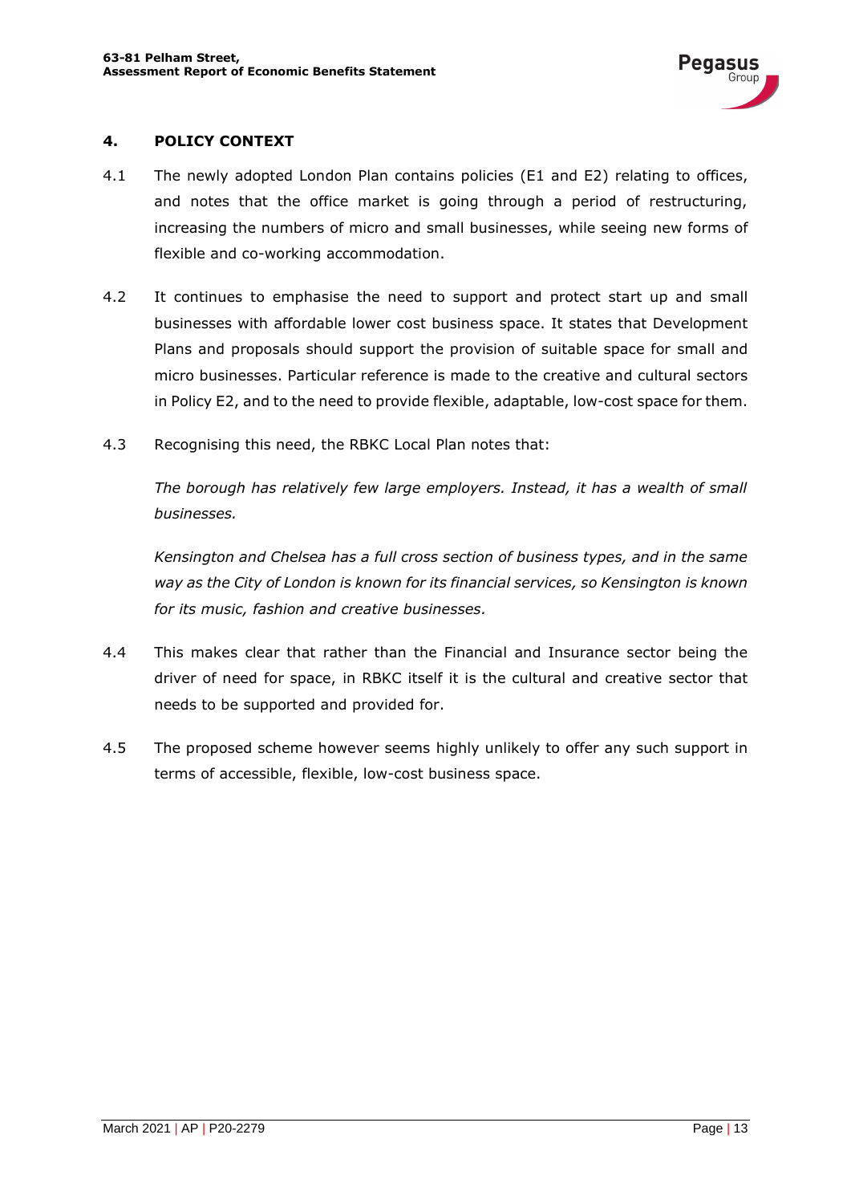## 4. POLICY CONTEXT

4.1 The newly adopted London Plan contains policies (E1 and E2) relating to offices, and notes that the office market is going through a period of restructuring, increasing the numbers of micro and small businesses, while seeing new forms of flexible and co-working accommodation.

4.2 It continues to emphasise the need to support and protect start up and small businesses with affordable lower cost business space. It states that Development Plans and proposals should support the provision of suitable space for small and micro businesses. Particular reference is made to the creative and cultural sectors in Policy E2, and to the need to provide flexible, adaptable, low-cost space for them.

4.3 Recognising this need, the RBKC Local Plan notes that:

*The borough has relatively few large employers. Instead, it has a wealth of small businesses.*

*Kensington and Chelsea has a full cross section of business types, and in the same way as the City of London is known for its financial services, so Kensington is known for its music, fashion and creative businesses.*

4.4 This makes clear that rather than the Financial and Insurance sector being the driver of need for space, in RBKC itself it is the cultural and creative sector that needs to be supported and provided for.

4.5 The proposed scheme however seems highly unlikely to offer any such support in terms of accessible, flexible, low-cost business space.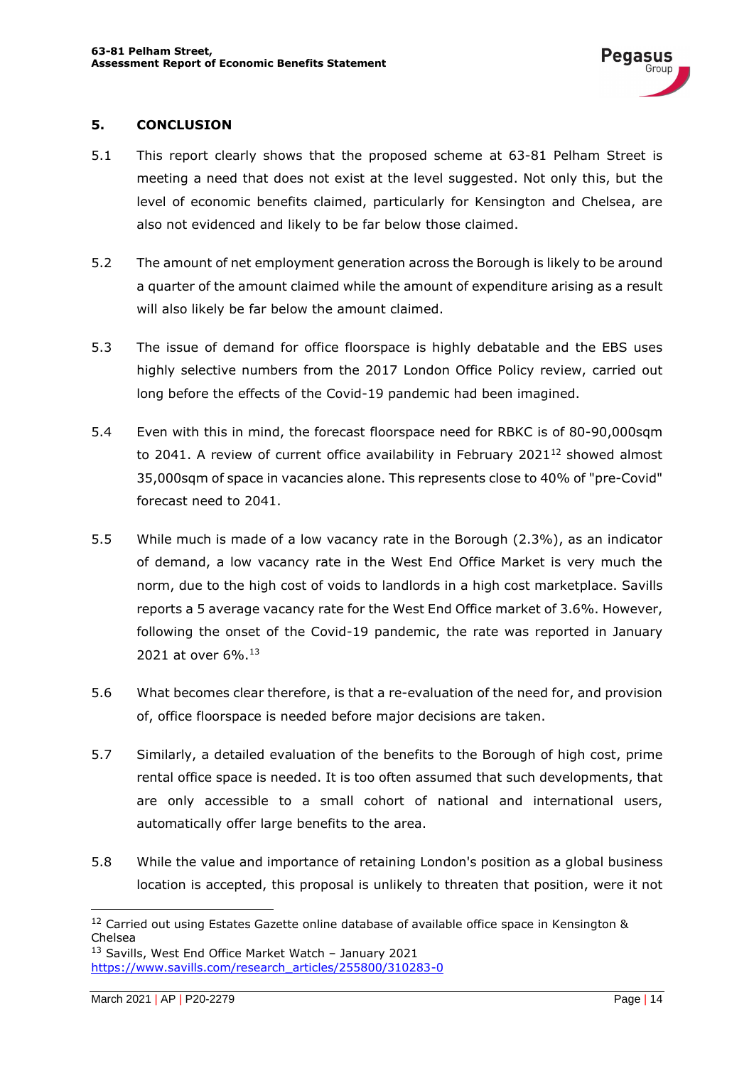## 5. CONCLUSION

5.1 This report clearly shows that the proposed scheme at 63-81 Pelham Street is meeting a need that does not exist at the level suggested. Not only this, but the level of economic benefits claimed, particularly for Kensington and Chelsea, are also not evidenced and likely to be far below those claimed.

5.2 The amount of net employment generation across the Borough is likely to be around a quarter of the amount claimed while the amount of expenditure arising as a result will also likely be far below the amount claimed.

5.3 The issue of demand for office floorspace is highly debatable and the EBS uses highly selective numbers from the 2017 London Office Policy review, carried out long before the effects of the Covid-19 pandemic had been imagined.

5.4 Even with this in mind, the forecast floorspace need for RBKC is of 80-90,000sqm to 2041. A review of current office availability in February 2021[12] showed almost 35,000sqm of space in vacancies alone. This represents close to 40% of "pre-Covid" forecast need to 2041.

5.5 While much is made of a low vacancy rate in the Borough (2.3%), as an indicator of demand, a low vacancy rate in the West End Office Market is very much the norm, due to the high cost of voids to landlords in a high cost marketplace. Savills reports a 5 average vacancy rate for the West End Office market of 3.6%. However, following the onset of the Covid-19 pandemic, the rate was reported in January 2021 at over 6%.[13]

5.6 What becomes clear therefore, is that a re-evaluation of the need for, and provision of, office floorspace is needed before major decisions are taken.

5.7 Similarly, a detailed evaluation of the benefits to the Borough of high cost, prime rental office space is needed. It is too often assumed that such developments, that are only accessible to a small cohort of national and international users, automatically offer large benefits to the area.

5.8 While the value and importance of retaining London's position as a global business location is accepted, this proposal is unlikely to threaten that position, were it not

---

[12] Carried out using Estates Gazette online database of available office space in Kensington & Chelsea

[13] Savills, West End Office Market Watch – January 2021 https://www.savills.com/research_articles/255800/310283-0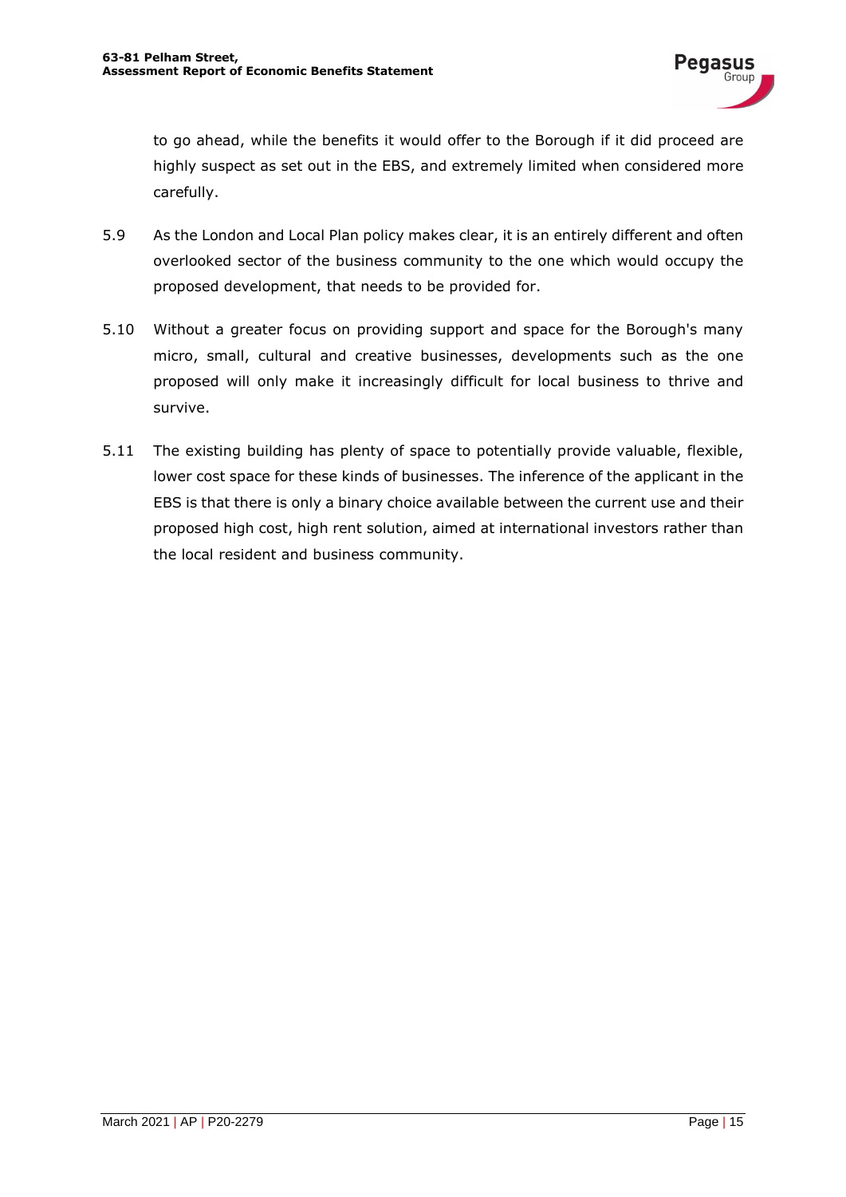to go ahead, while the benefits it would offer to the Borough if it did proceed are highly suspect as set out in the EBS, and extremely limited when considered more carefully.

5.9 As the London and Local Plan policy makes clear, it is an entirely different and often overlooked sector of the business community to the one which would occupy the proposed development, that needs to be provided for.

5.10 Without a greater focus on providing support and space for the Borough's many micro, small, cultural and creative businesses, developments such as the one proposed will only make it increasingly difficult for local business to thrive and survive.

5.11 The existing building has plenty of space to potentially provide valuable, flexible, lower cost space for these kinds of businesses. The inference of the applicant in the EBS is that there is only a binary choice available between the current use and their proposed high cost, high rent solution, aimed at international investors rather than the local resident and business community.